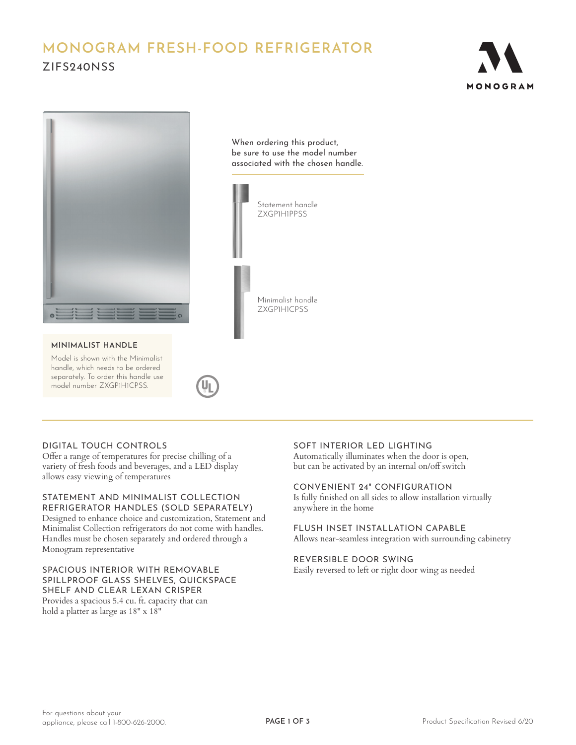# MONOGRAM FRESH-FOOD REFRIGERATOR

## ZIFS240NSS

MONOGRAM

When ordering this product, be sure to use the model number associated with the chosen handle.

Statement handle
ZXGP1H1PPSS

Minimalist handle
ZXGP1H1CPSS

### MINIMALIST HANDLE

Model is shown with the Minimalist handle, which needs to be ordered separately. To order this handle use model number ZXGP1H1CPSS.

### DIGITAL TOUCH CONTROLS

Offer a range of temperatures for precise chilling of a variety of fresh foods and beverages, and a LED display allows easy viewing of temperatures

### STATEMENT AND MINIMALIST COLLECTION REFRIGERATOR HANDLES (SOLD SEPARATELY)

Designed to enhance choice and customization, Statement and Minimalist Collection refrigerators do not come with handles. Handles must be chosen separately and ordered through a Monogram representative

### SPACIOUS INTERIOR WITH REMOVABLE SPILLPROOF GLASS SHELVES, QUICKSPACE SHELF AND CLEAR LEXAN CRISPER

Provides a spacious 5.4 cu. ft. capacity that can hold a platter as large as 18" x 18"

### SOFT INTERIOR LED LIGHTING

Automatically illuminates when the door is open, but can be activated by an internal on/off switch

### CONVENIENT 24" CONFIGURATION

Is fully finished on all sides to allow installation virtually anywhere in the home

### FLUSH INSET INSTALLATION CAPABLE

Allows near-seamless integration with surrounding cabinetry

### REVERSIBLE DOOR SWING

Easily reversed to left or right door wing as needed

For questions about your appliance, please call 1-800-626-2000.

Product Specification Revised 6/20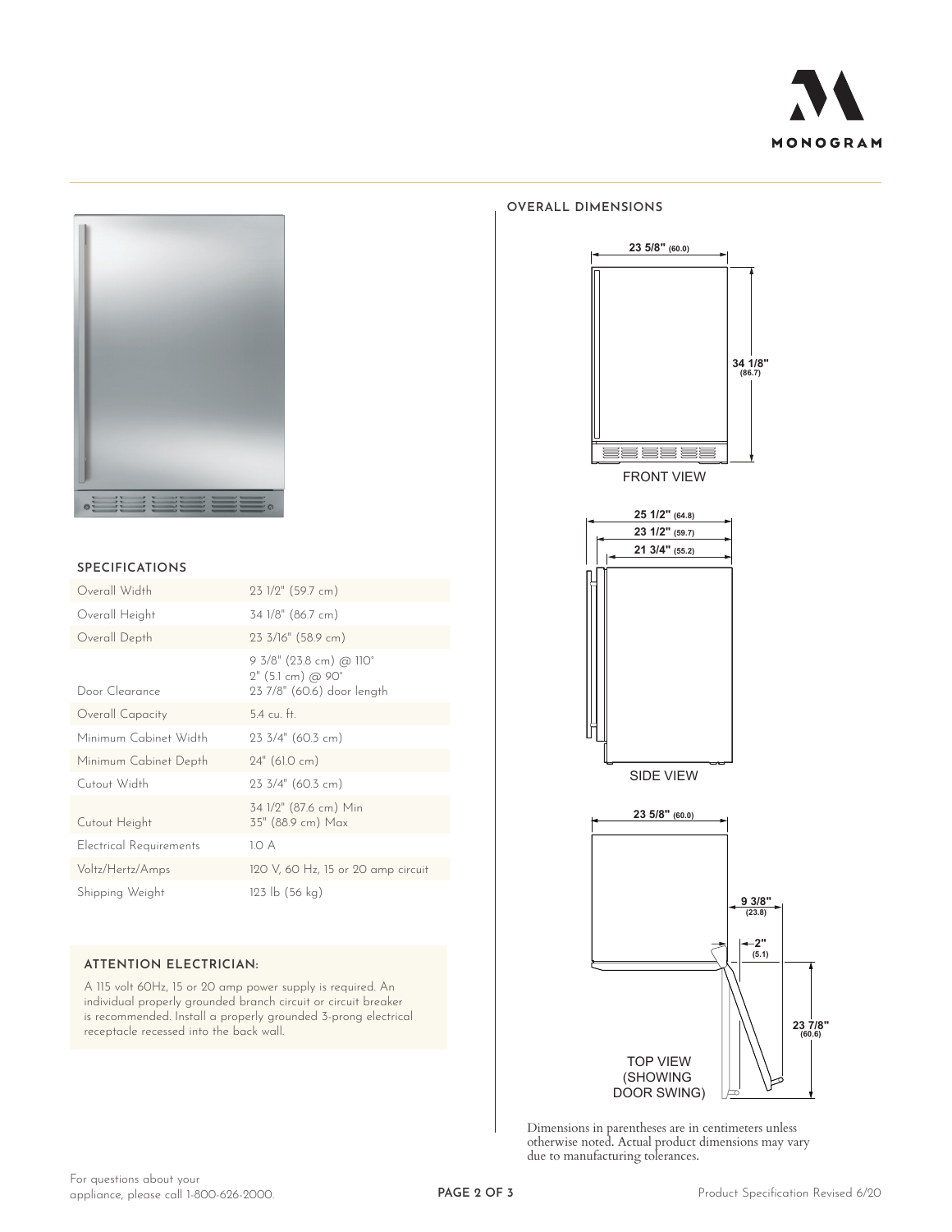## SPECIFICATIONS

| | |
|---|---|
| Overall Width | 23 1/2" (59.7 cm) |
| Overall Height | 34 1/8" (86.7 cm) |
| Overall Depth | 23 3/16" (58.9 cm) |
| Door Clearance | 9 3/8" (23.8 cm) @ 110°<br>2" (5.1 cm) @ 90°<br>23 7/8" (60.6) door length |
| Overall Capacity | 5.4 cu. ft. |
| Minimum Cabinet Width | 23 3/4" (60.3 cm) |
| Minimum Cabinet Depth | 24" (61.0 cm) |
| Cutout Width | 23 3/4" (60.3 cm) |
| Cutout Height | 34 1/2" (87.6 cm) Min<br>35" (88.9 cm) Max |
| Electrical Requirements | 1.0 A |
| Voltz/Hertz/Amps | 120 V, 60 Hz, 15 or 20 amp circuit |
| Shipping Weight | 123 lb (56 kg) |

### ATTENTION ELECTRICIAN:

A 115 volt 60Hz, 15 or 20 amp power supply is required. An individual properly grounded branch circuit or circuit breaker is recommended. Install a properly grounded 3-prong electrical receptacle recessed into the back wall.

## OVERALL DIMENSIONS

23 5/8" (60.0)

34 1/8" (86.7)

FRONT VIEW

25 1/2" (64.8)

23 1/2" (59.7)

21 3/4" (55.2)

SIDE VIEW

23 5/8" (60.0)

9 3/8" (23.8)

2" (5.1)

23 7/8" (60.6)

TOP VIEW (SHOWING DOOR SWING)

Dimensions in parentheses are in centimeters unless otherwise noted. Actual product dimensions may vary due to manufacturing tolerances.

For questions about your appliance, please call 1-800-626-2000.

Product Specification Revised 6/20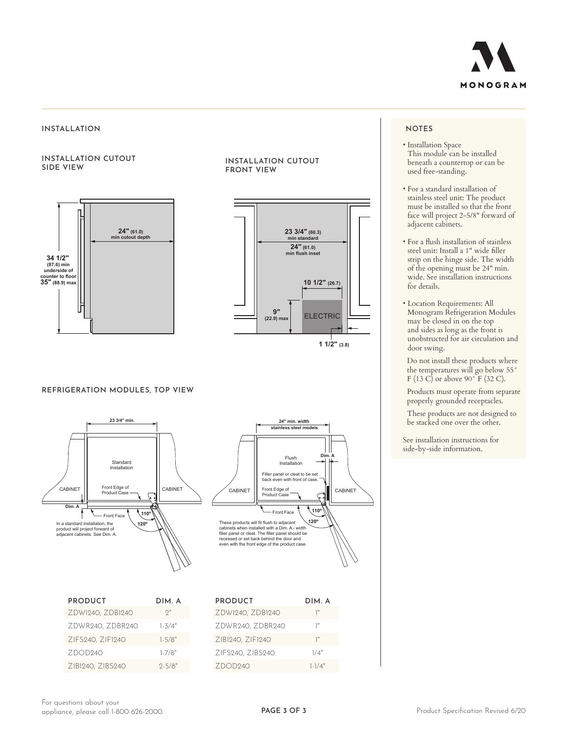## INSTALLATION

### INSTALLATION CUTOUT SIDE VIEW

24" (61.0)
min cutout depth

34 1/2"
(87.6) min
underside of
counter to floor
35" (88.9) max

### INSTALLATION CUTOUT FRONT VIEW

23 3/4" (60.3)
min standard

24" (61.0)
min flush inset

10 1/2" (26.7)

9"
(22.9) max

ELECTRIC

1 1/2" (3.8)

### REFRIGERATION MODULES, TOP VIEW

23 3/4" min.

Standard Installation

CABINET

Front Edge of Product Case

CABINET

Dim. A

Front Face

110º

120º

In a standard installation, the product will project forward of adjacent cabinets. See Dim. A.

24" min. width
stainless steel models

Flush Installation

Dim. A

Filler panel or cleat to be set back even with front of case.

CABINET

Front Edge of Product Case

CABINET

Front Face

110º

120º

These products will fit flush to adjacent cabinets when installed with a Dim. A - width filler panel or cleat. The filler panel should be recessed or set back behind the door and even with the front edge of the product case.

| PRODUCT | DIM. A |
|---|---|
| ZDWI240, ZDBI240 | 2" |
| ZDWR240, ZDBR240 | 1-3/4" |
| ZIFS240, ZIFI240 | 1-5/8" |
| ZDOD240 | 1-7/8" |
| ZIBI240, ZIBS240 | 2-5/8" |

| PRODUCT | DIM. A |
|---|---|
| ZDWI240, ZDBI240 | 1" |
| ZDWR240, ZDBR240 | 1" |
| ZIBI240, ZIFI240 | 1" |
| ZIFS240, ZIBS240 | 1/4" |
| ZDOD240 | 1-1/4" |

## NOTES

- Installation Space
  This module can be installed beneath a countertop or can be used free-standing.
- For a standard installation of stainless steel unit: The product must be installed so that the front face will project 2-5/8" forward of adjacent cabinets.
- For a flush installation of stainless steel unit: Install a 1" wide filler strip on the hinge side. The width of the opening must be 24" min. wide. See installation instructions for details.
- Location Requirements: All Monogram Refrigeration Modules may be closed in on the top and sides as long as the front is unobstructed for air circulation and door swing.

  Do not install these products where the temperatures will go below 55° F (13 C) or above 90° F (32 C).

  Products must operate from separate properly grounded receptacles.

  These products are not designed to be stacked one over the other.

See installation instructions for side-by-side information.

For questions about your appliance, please call 1-800-626-2000.

Product Specification Revised 6/20